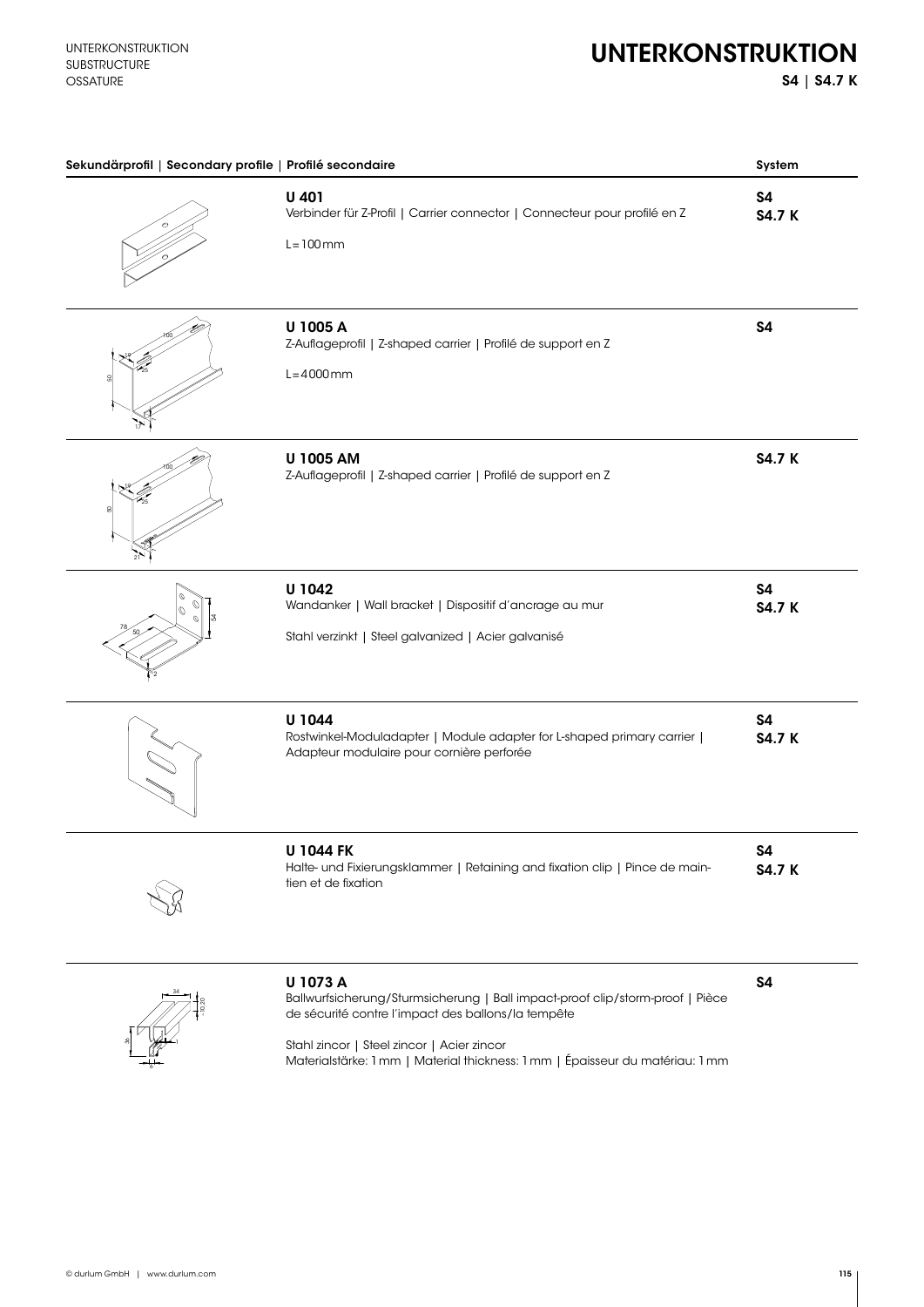# UNTERKONSTRUKTION

**S4 | S4.7 K**

| Sekundärprofil \| Secondary profile \| Profilé secondaire | | System |
|---|---|---|
| | **U 401**<br>Verbinder für Z-Profil \| Carrier connector \| Connecteur pour profilé en Z<br><br>L = 100 mm | **S4**<br>**S4.7 K** |
| | **U 1005 A**<br>Z-Auflageprofil \| Z-shaped carrier \| Profilé de support en Z<br><br>L = 4000 mm | **S4** |
| | **U 1005 AM**<br>Z-Auflageprofil \| Z-shaped carrier \| Profilé de support en Z | **S4.7 K** |
| | **U 1042**<br>Wandanker \| Wall bracket \| Dispositif d'ancrage au mur<br><br>Stahl verzinkt \| Steel galvanized \| Acier galvanisé | **S4**<br>**S4.7 K** |
| | **U 1044**<br>Rostwinkel-Moduladapter \| Module adapter for L-shaped primary carrier \| Adapteur modulaire pour cornière perforée | **S4**<br>**S4.7 K** |
| | **U 1044 FK**<br>Halte- und Fixierungsklammer \| Retaining and fixation clip \| Pince de maintien et de fixation | **S4**<br>**S4.7 K** |
| | **U 1073 A**<br>Ballwurfsicherung/Sturmsicherung \| Ball impact-proof clip/storm-proof \| Pièce de sécurité contre l'impact des ballons/la tempête<br><br>Stahl zincor \| Steel zincor \| Acier zincor<br>Materialstärke: 1 mm \| Material thickness: 1 mm \| Épaisseur du matériau: 1 mm | **S4** |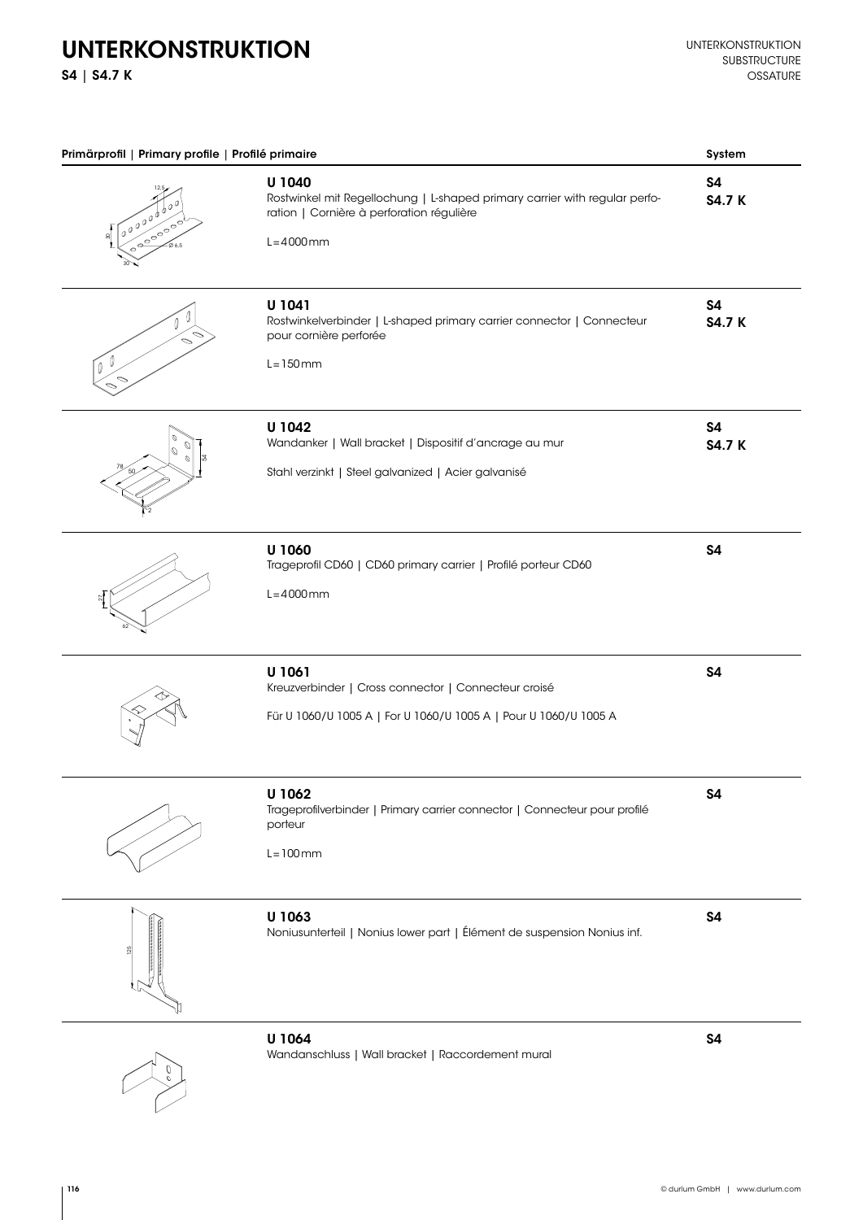# UNTERKONSTRUKTION

**S4 | S4.7 K**

| Primärprofil \| Primary profile \| Profilé primaire | | System |
|---|---|---|
| | **U 1040**<br>Rostwinkel mit Regellochung \| L-shaped primary carrier with regular perforation \| Cornière à perforation régulière<br><br>L = 4000 mm | **S4**<br>**S4.7 K** |
| | **U 1041**<br>Rostwinkelverbinder \| L-shaped primary carrier connector \| Connecteur pour cornière perforée<br><br>L = 150 mm | **S4**<br>**S4.7 K** |
| | **U 1042**<br>Wandanker \| Wall bracket \| Dispositif d'ancrage au mur<br><br>Stahl verzinkt \| Steel galvanized \| Acier galvanisé | **S4**<br>**S4.7 K** |
| | **U 1060**<br>Trageprofil CD60 \| CD60 primary carrier \| Profilé porteur CD60<br><br>L = 4000 mm | **S4** |
| | **U 1061**<br>Kreuzverbinder \| Cross connector \| Connecteur croisé<br><br>Für U 1060/U 1005 A \| For U 1060/U 1005 A \| Pour U 1060/U 1005 A | **S4** |
| | **U 1062**<br>Trageprofilverbinder \| Primary carrier connector \| Connecteur pour profilé porteur<br><br>L = 100 mm | **S4** |
| | **U 1063**<br>Noniusunterteil \| Nonius lower part \| Élément de suspension Nonius inf. | **S4** |
| | **U 1064**<br>Wandanschluss \| Wall bracket \| Raccordement mural | **S4** |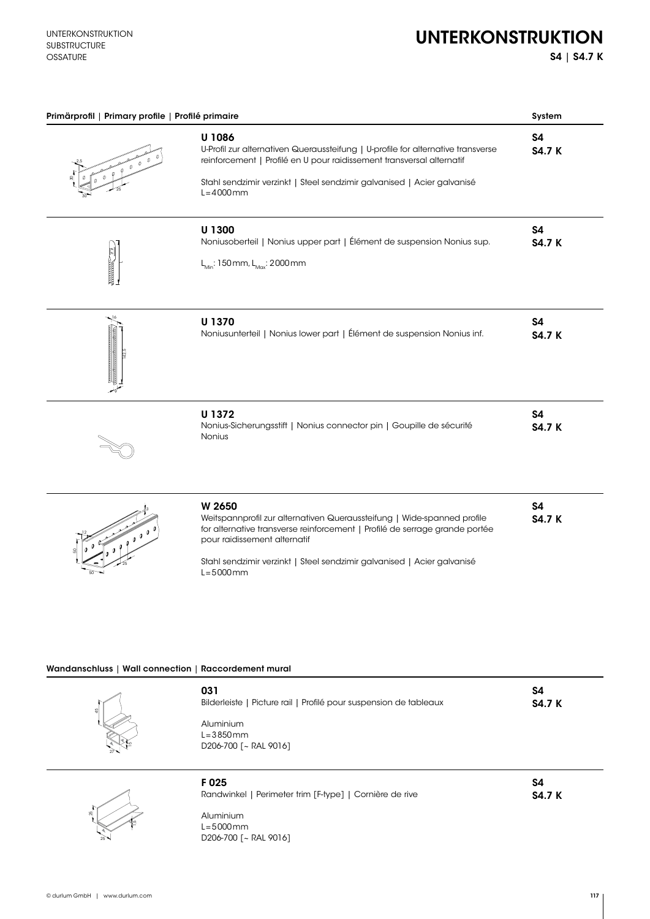# UNTERKONSTRUKTION

**S4 | S4.7 K**

UNTERKONSTRUKTION
SUBSTRUCTURE
OSSATURE

## Primärprofil | Primary profile | Profilé primaire

| | | System |
|---|---|---|
| | **U 1086**<br>U-Profil zur alternativen Queraussteifung \| U-profile for alternative transverse reinforcement \| Profilé en U pour raidissement transversal alternatif<br><br>Stahl sendzimir verzinkt \| Steel sendzimir galvanised \| Acier galvanisé<br>L=4000mm | **S4**<br>**S4.7 K** |
| | **U 1300**<br>Noniusoberteil \| Nonius upper part \| Élément de suspension Nonius sup.<br><br>$L_{Min}$: 150mm, $L_{Max}$: 2000mm | **S4**<br>**S4.7 K** |
| | **U 1370**<br>Noniusunterteil \| Nonius lower part \| Élément de suspension Nonius inf. | **S4**<br>**S4.7 K** |
| | **U 1372**<br>Nonius-Sicherungsstift \| Nonius connector pin \| Goupille de sécurité Nonius | **S4**<br>**S4.7 K** |
| | **W 2650**<br>Weitspannprofil zur alternativen Queraussteifung \| Wide-spanned profile for alternative transverse reinforcement \| Profilé de serrage grande portée pour raidissement alternatif<br><br>Stahl sendzimir verzinkt \| Steel sendzimir galvanised \| Acier galvanisé<br>L=5000mm | **S4**<br>**S4.7 K** |

## Wandanschluss | Wall connection | Raccordement mural

| | | |
|---|---|---|
| | **031**<br>Bilderleiste \| Picture rail \| Profilé pour suspension de tableaux<br><br>Aluminium<br>L=3850mm<br>D206-700 [~ RAL 9016] | **S4**<br>**S4.7 K** |
| | **F 025**<br>Randwinkel \| Perimeter trim [F-type] \| Cornière de rive<br><br>Aluminium<br>L=5000mm<br>D206-700 [~ RAL 9016] | **S4**<br>**S4.7 K** |

© durlum GmbH | www.durlum.com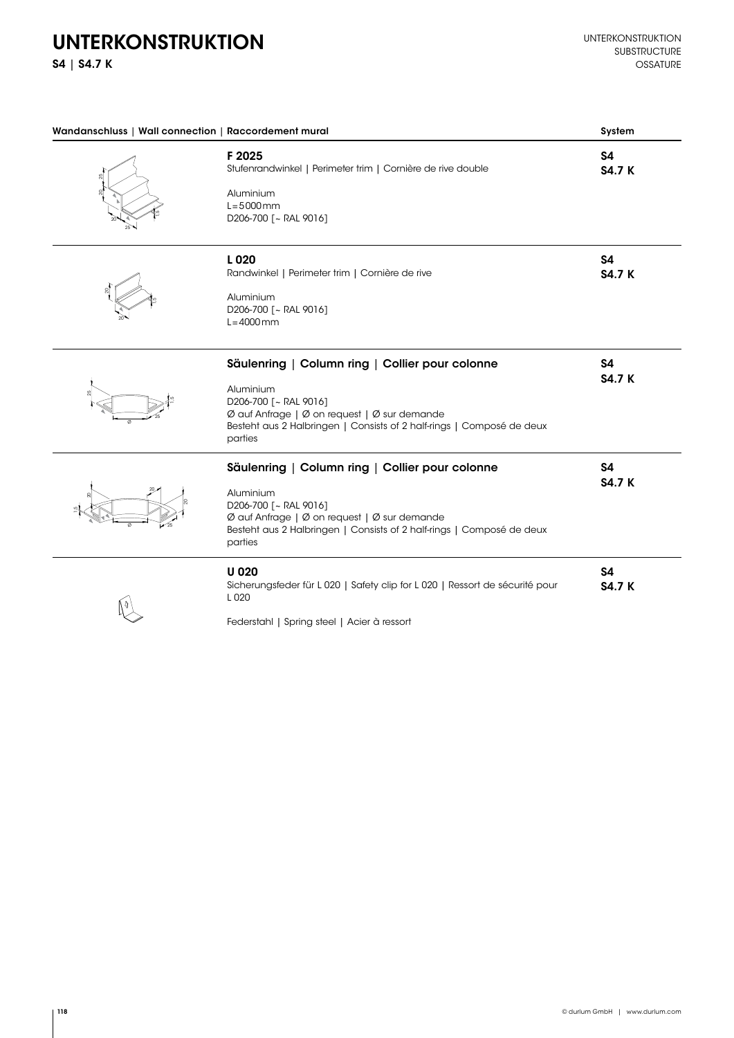# UNTERKONSTRUKTION

**S4 | S4.7 K**

UNTERKONSTRUKTION
SUBSTRUCTURE
OSSATURE

| Wandanschluss \| Wall connection \| Raccordement mural | | System |
|---|---|---|
| | **F 2025**<br>Stufenrandwinkel \| Perimeter trim \| Cornière de rive double<br><br>Aluminium<br>L = 5000 mm<br>D206-700 [~ RAL 9016] | **S4**<br>**S4.7 K** |
| | **L 020**<br>Randwinkel \| Perimeter trim \| Cornière de rive<br><br>Aluminium<br>D206-700 [~ RAL 9016]<br>L = 4000 mm | **S4**<br>**S4.7 K** |
| | **Säulenring \| Column ring \| Collier pour colonne**<br><br>Aluminium<br>D206-700 [~ RAL 9016]<br>Ø auf Anfrage \| Ø on request \| Ø sur demande<br>Besteht aus 2 Halbringen \| Consists of 2 half-rings \| Composé de deux parties | **S4**<br>**S4.7 K** |
| | **Säulenring \| Column ring \| Collier pour colonne**<br><br>Aluminium<br>D206-700 [~ RAL 9016]<br>Ø auf Anfrage \| Ø on request \| Ø sur demande<br>Besteht aus 2 Halbringen \| Consists of 2 half-rings \| Composé de deux parties | **S4**<br>**S4.7 K** |
| | **U 020**<br>Sicherungsfeder für L 020 \| Safety clip for L 020 \| Ressort de sécurité pour L 020<br><br>Federstahl \| Spring steel \| Acier à ressort | **S4**<br>**S4.7 K** |

© durlum GmbH | www.durlum.com